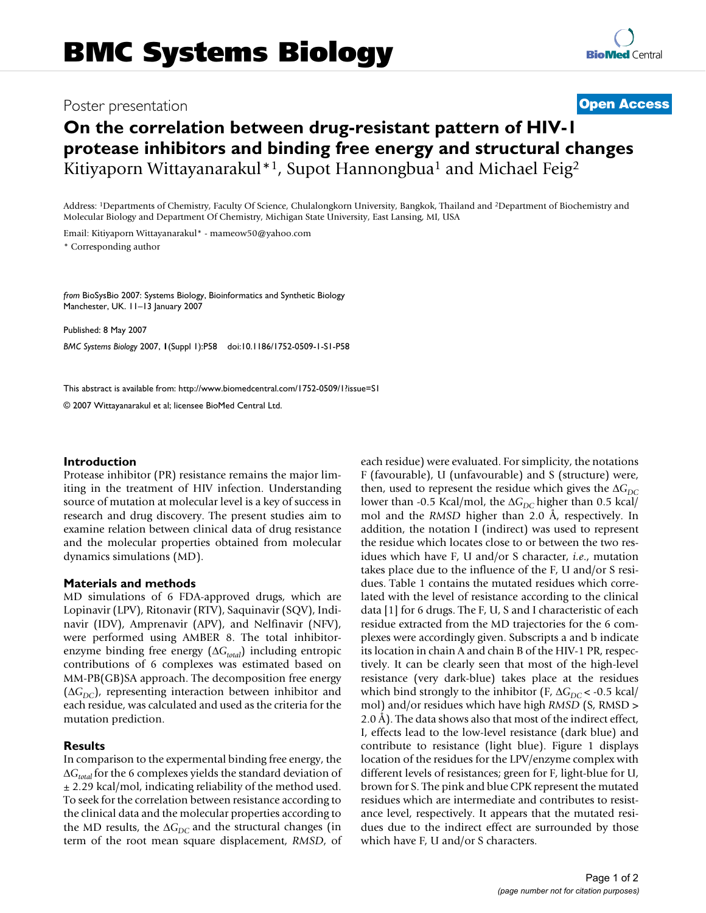BMC Systems Biology

Poster presentation

**Open Access**

# On the correlation between drug-resistant pattern of HIV-1 protease inhibitors and binding free energy and structural changes

Kitiyaporn Wittayanarakul*[1], Supot Hannongbua[1] and Michael Feig[2]

Address: [1]Departments of Chemistry, Faculty Of Science, Chulalongkorn University, Bangkok, Thailand and [2]Department of Biochemistry and Molecular Biology and Department Of Chemistry, Michigan State University, East Lansing, MI, USA

Email: Kitiyaporn Wittayanarakul* - mameow50@yahoo.com

* Corresponding author

*from* BioSysBio 2007: Systems Biology, Bioinformatics and Synthetic Biology
Manchester, UK. 11–13 January 2007

Published: 8 May 2007

*BMC Systems Biology* 2007, **1**(Suppl 1):P58 doi:10.1186/1752-0509-1-S1-P58

This abstract is available from: http://www.biomedcentral.com/1752-0509/1?issue=S1

© 2007 Wittayanarakul et al; licensee BioMed Central Ltd.

## Introduction

Protease inhibitor (PR) resistance remains the major limiting in the treatment of HIV infection. Understanding source of mutation at molecular level is a key of success in research and drug discovery. The present studies aim to examine relation between clinical data of drug resistance and the molecular properties obtained from molecular dynamics simulations (MD).

## Materials and methods

MD simulations of 6 FDA-approved drugs, which are Lopinavir (LPV), Ritonavir (RTV), Saquinavir (SQV), Indinavir (IDV), Amprenavir (APV), and Nelfinavir (NFV), were performed using AMBER 8. The total inhibitor-enzyme binding free energy ($\Delta G_{total}$) including entropic contributions of 6 complexes was estimated based on MM-PB(GB)SA approach. The decomposition free energy ($\Delta G_{DC}$), representing interaction between inhibitor and each residue, was calculated and used as the criteria for the mutation prediction.

## Results

In comparison to the expermental binding free energy, the $\Delta G_{total}$ for the 6 complexes yields the standard deviation of ± 2.29 kcal/mol, indicating reliability of the method used. To seek for the correlation between resistance according to the clinical data and the molecular properties according to the MD results, the $\Delta G_{DC}$ and the structural changes (in term of the root mean square displacement, *RMSD*, of each residue) were evaluated. For simplicity, the notations F (favourable), U (unfavourable) and S (structure) were, then, used to represent the residue which gives the $\Delta G_{DC}$ lower than -0.5 Kcal/mol, the $\Delta G_{DC}$ higher than 0.5 kcal/mol and the *RMSD* higher than 2.0 Å, respectively. In addition, the notation I (indirect) was used to represent the residue which locates close to or between the two residues which have F, U and/or S character, *i.e*., mutation takes place due to the influence of the F, U and/or S residues. Table 1 contains the mutated residues which correlated with the level of resistance according to the clinical data [1] for 6 drugs. The F, U, S and I characteristic of each residue extracted from the MD trajectories for the 6 complexes were accordingly given. Subscripts a and b indicate its location in chain A and chain B of the HIV-1 PR, respectively. It can be clearly seen that most of the high-level resistance (very dark-blue) takes place at the residues which bind strongly to the inhibitor (F, $\Delta G_{DC} < -0.5$ kcal/mol) and/or residues which have high *RMSD* (S, RMSD > 2.0 Å). The data shows also that most of the indirect effect, I, effects lead to the low-level resistance (dark blue) and contribute to resistance (light blue). Figure 1 displays location of the residues for the LPV/enzyme complex with different levels of resistances; green for F, light-blue for U, brown for S. The pink and blue CPK represent the mutated residues which are intermediate and contributes to resistance level, respectively. It appears that the mutated residues due to the indirect effect are surrounded by those which have F, U and/or S characters.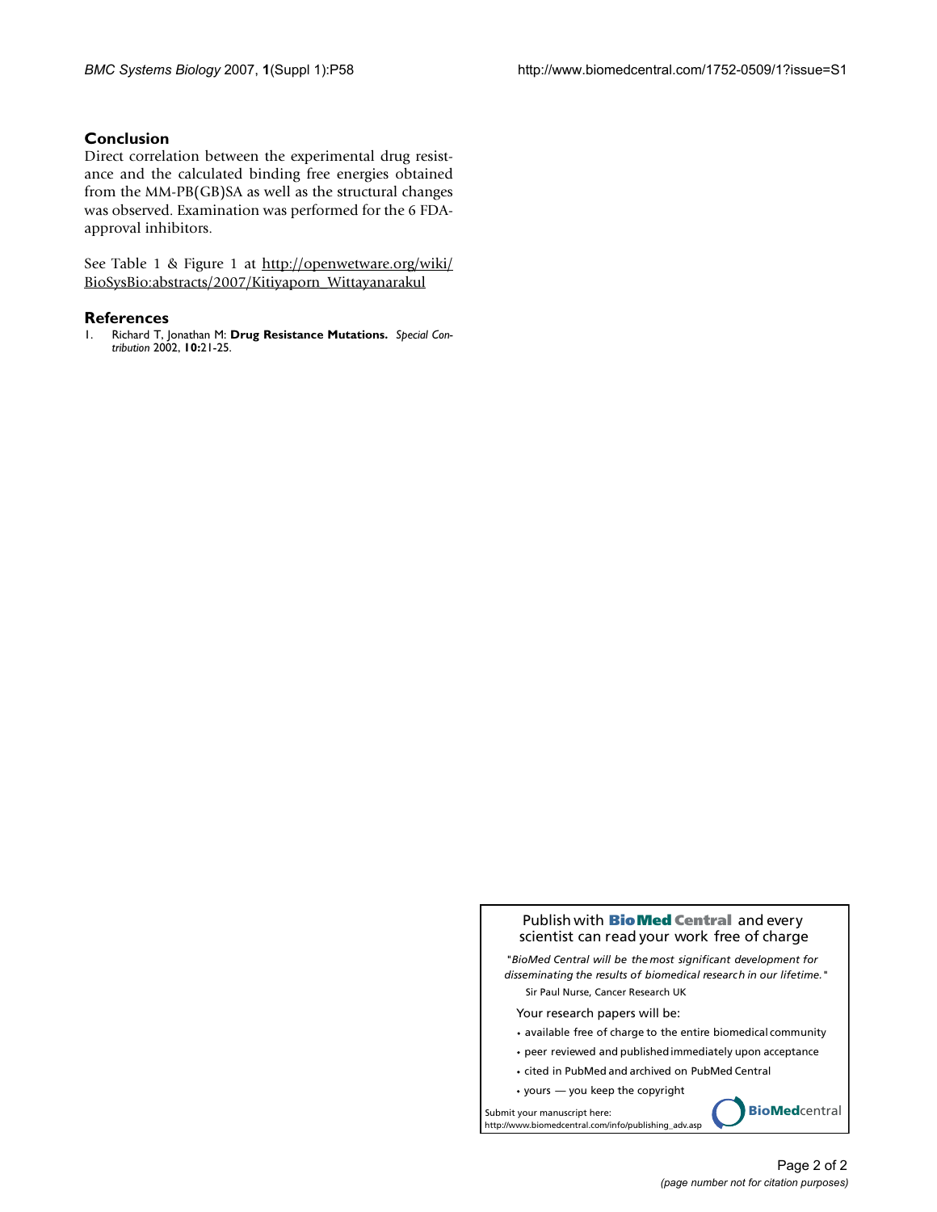## Conclusion

Direct correlation between the experimental drug resistance and the calculated binding free energies obtained from the MM-PB(GB)SA as well as the structural changes was observed. Examination was performed for the 6 FDA-approval inhibitors.

See Table 1 & Figure 1 at http://openwetware.org/wiki/BioSysBio:abstracts/2007/Kitiyaporn_Wittayanarakul

## References

1. Richard T, Jonathan M: **Drug Resistance Mutations.** *Special Contribution* 2002, **10:**21-25.

Publish with **BioMed Central** and every scientist can read your work free of charge

*"BioMed Central will be the most significant development for disseminating the results of biomedical research in our lifetime."*

Sir Paul Nurse, Cancer Research UK

Your research papers will be:

- available free of charge to the entire biomedical community
- peer reviewed and published immediately upon acceptance
- cited in PubMed and archived on PubMed Central
- yours — you keep the copyright

Submit your manuscript here:
http://www.biomedcentral.com/info/publishing_adv.asp

BioMedcentral